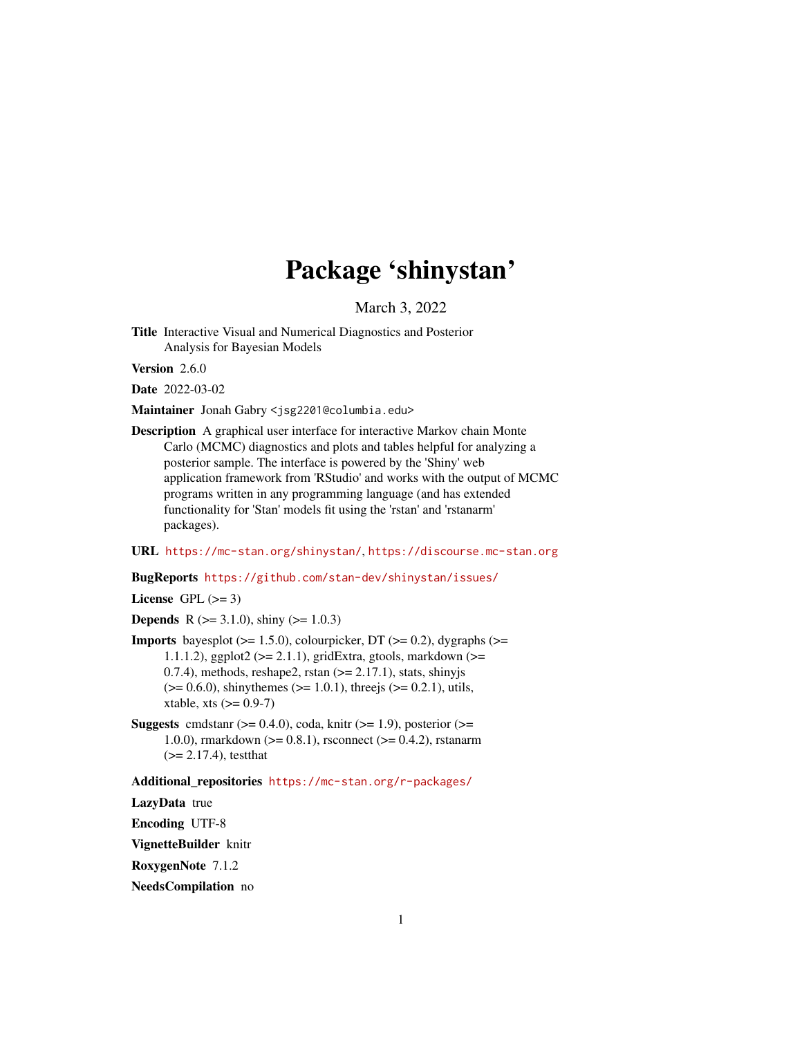# Package 'shinystan'

March 3, 2022

**Title** Interactive Visual and Numerical Diagnostics and Posterior Analysis for Bayesian Models

**Version** 2.6.0

**Date** 2022-03-02

**Maintainer** Jonah Gabry <jsg2201@columbia.edu>

**Description** A graphical user interface for interactive Markov chain Monte Carlo (MCMC) diagnostics and plots and tables helpful for analyzing a posterior sample. The interface is powered by the 'Shiny' web application framework from 'RStudio' and works with the output of MCMC programs written in any programming language (and has extended functionality for 'Stan' models fit using the 'rstan' and 'rstanarm' packages).

**URL** https://mc-stan.org/shinystan/, https://discourse.mc-stan.org

**BugReports** https://github.com/stan-dev/shinystan/issues/

**License** GPL (>= 3)

**Depends** R (>= 3.1.0), shiny (>= 1.0.3)

**Imports** bayesplot (>= 1.5.0), colourpicker, DT (>= 0.2), dygraphs (>= 1.1.1.2), ggplot2 (>= 2.1.1), gridExtra, gtools, markdown (>= 0.7.4), methods, reshape2, rstan (>= 2.17.1), stats, shinyjs (>= 0.6.0), shinythemes (>= 1.0.1), threejs (>= 0.2.1), utils, xtable, xts (>= 0.9-7)

**Suggests** cmdstanr (>= 0.4.0), coda, knitr (>= 1.9), posterior (>= 1.0.0), rmarkdown (>= 0.8.1), rsconnect (>= 0.4.2), rstanarm (>= 2.17.4), testthat

**Additional_repositories** https://mc-stan.org/r-packages/

**LazyData** true

**Encoding** UTF-8

**VignetteBuilder** knitr

**RoxygenNote** 7.1.2

**NeedsCompilation** no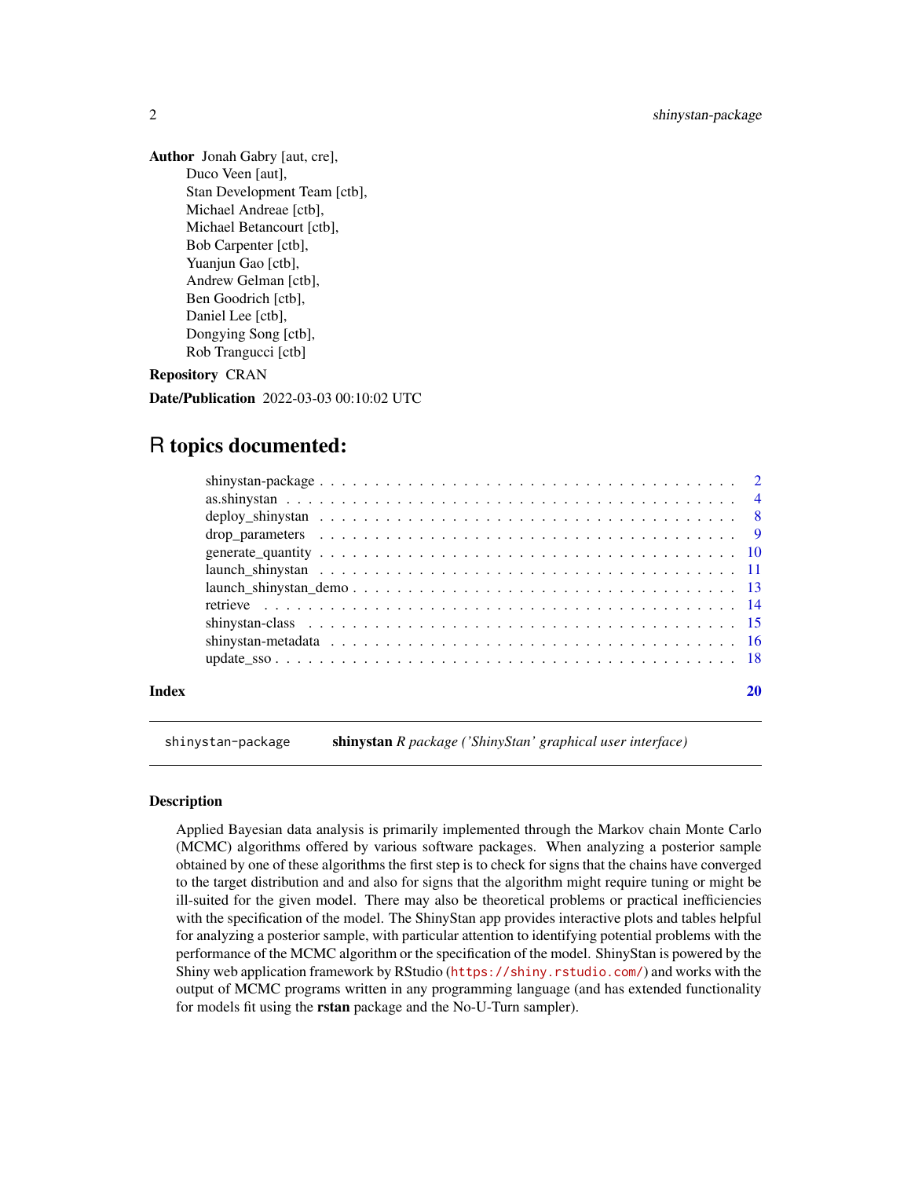**Author** Jonah Gabry [aut, cre],
Duco Veen [aut],
Stan Development Team [ctb],
Michael Andreae [ctb],
Michael Betancourt [ctb],
Bob Carpenter [ctb],
Yuanjun Gao [ctb],
Andrew Gelman [ctb],
Ben Goodrich [ctb],
Daniel Lee [ctb],
Dongying Song [ctb],
Rob Trangucci [ctb]

**Repository** CRAN

**Date/Publication** 2022-03-03 00:10:02 UTC

# R topics documented:

- shinystan-package . . . . . . . . . . 2
- as.shinystan . . . . . . . . . . 4
- deploy_shinystan . . . . . . . . . . 8
- drop_parameters . . . . . . . . . . 9
- generate_quantity . . . . . . . . . . 10
- launch_shinystan . . . . . . . . . . 11
- launch_shinystan_demo . . . . . . . . . . 13
- retrieve . . . . . . . . . . 14
- shinystan-class . . . . . . . . . . 15
- shinystan-metadata . . . . . . . . . . 16
- update_sso . . . . . . . . . . 18

**Index** **20**

---

`shinystan-package` **shinystan** *R package ('ShinyStan' graphical user interface)*

---

### Description

Applied Bayesian data analysis is primarily implemented through the Markov chain Monte Carlo (MCMC) algorithms offered by various software packages. When analyzing a posterior sample obtained by one of these algorithms the first step is to check for signs that the chains have converged to the target distribution and and also for signs that the algorithm might require tuning or might be ill-suited for the given model. There may also be theoretical problems or practical inefficiencies with the specification of the model. The ShinyStan app provides interactive plots and tables helpful for analyzing a posterior sample, with particular attention to identifying potential problems with the performance of the MCMC algorithm or the specification of the model. ShinyStan is powered by the Shiny web application framework by RStudio (https://shiny.rstudio.com/) and works with the output of MCMC programs written in any programming language (and has extended functionality for models fit using the **rstan** package and the No-U-Turn sampler).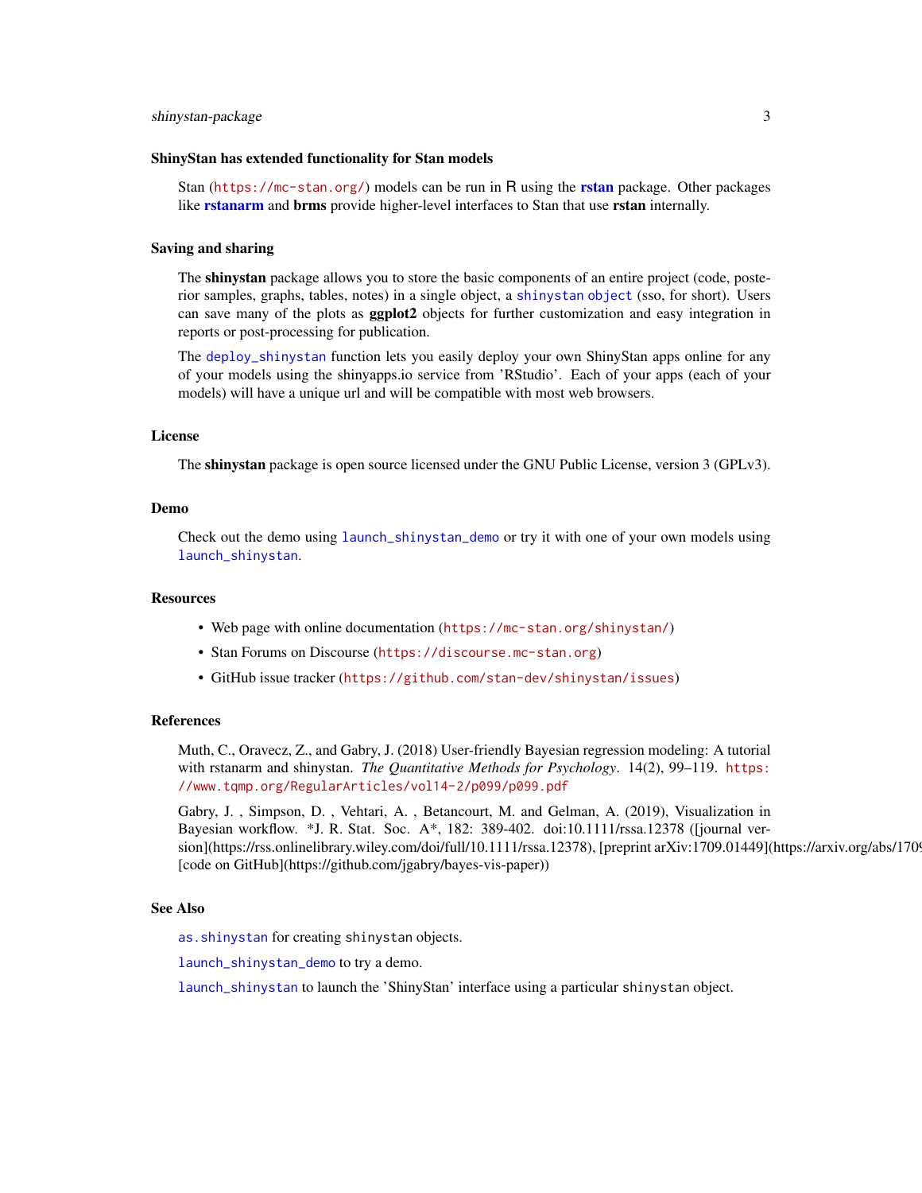### ShinyStan has extended functionality for Stan models

Stan (https://mc-stan.org/) models can be run in R using the **rstan** package. Other packages like **rstanarm** and **brms** provide higher-level interfaces to Stan that use **rstan** internally.

### Saving and sharing

The **shinystan** package allows you to store the basic components of an entire project (code, posterior samples, graphs, tables, notes) in a single object, a `shinystan object` (sso, for short). Users can save many of the plots as **ggplot2** objects for further customization and easy integration in reports or post-processing for publication.

The `deploy_shinystan` function lets you easily deploy your own ShinyStan apps online for any of your models using the shinyapps.io service from 'RStudio'. Each of your apps (each of your models) will have a unique url and will be compatible with most web browsers.

### License

The **shinystan** package is open source licensed under the GNU Public License, version 3 (GPLv3).

### Demo

Check out the demo using `launch_shinystan_demo` or try it with one of your own models using `launch_shinystan`.

### Resources

- Web page with online documentation (https://mc-stan.org/shinystan/)
- Stan Forums on Discourse (https://discourse.mc-stan.org)
- GitHub issue tracker (https://github.com/stan-dev/shinystan/issues)

### References

Muth, C., Oravecz, Z., and Gabry, J. (2018) User-friendly Bayesian regression modeling: A tutorial with rstanarm and shinystan. *The Quantitative Methods for Psychology*. 14(2), 99–119. https://www.tqmp.org/RegularArticles/vol14-2/p099/p099.pdf

Gabry, J. , Simpson, D. , Vehtari, A. , Betancourt, M. and Gelman, A. (2019), Visualization in Bayesian workflow. *J. R. Stat. Soc. A*, 182: 389-402. doi:10.1111/rssa.12378 ([journal version](https://rss.onlinelibrary.wiley.com/doi/full/10.1111/rssa.12378), [preprint arXiv:1709.01449](https://arxiv.org/abs/170
[code on GitHub](https://github.com/jgabry/bayes-vis-paper))

### See Also

`as.shinystan` for creating `shinystan` objects.

`launch_shinystan_demo` to try a demo.

`launch_shinystan` to launch the 'ShinyStan' interface using a particular `shinystan` object.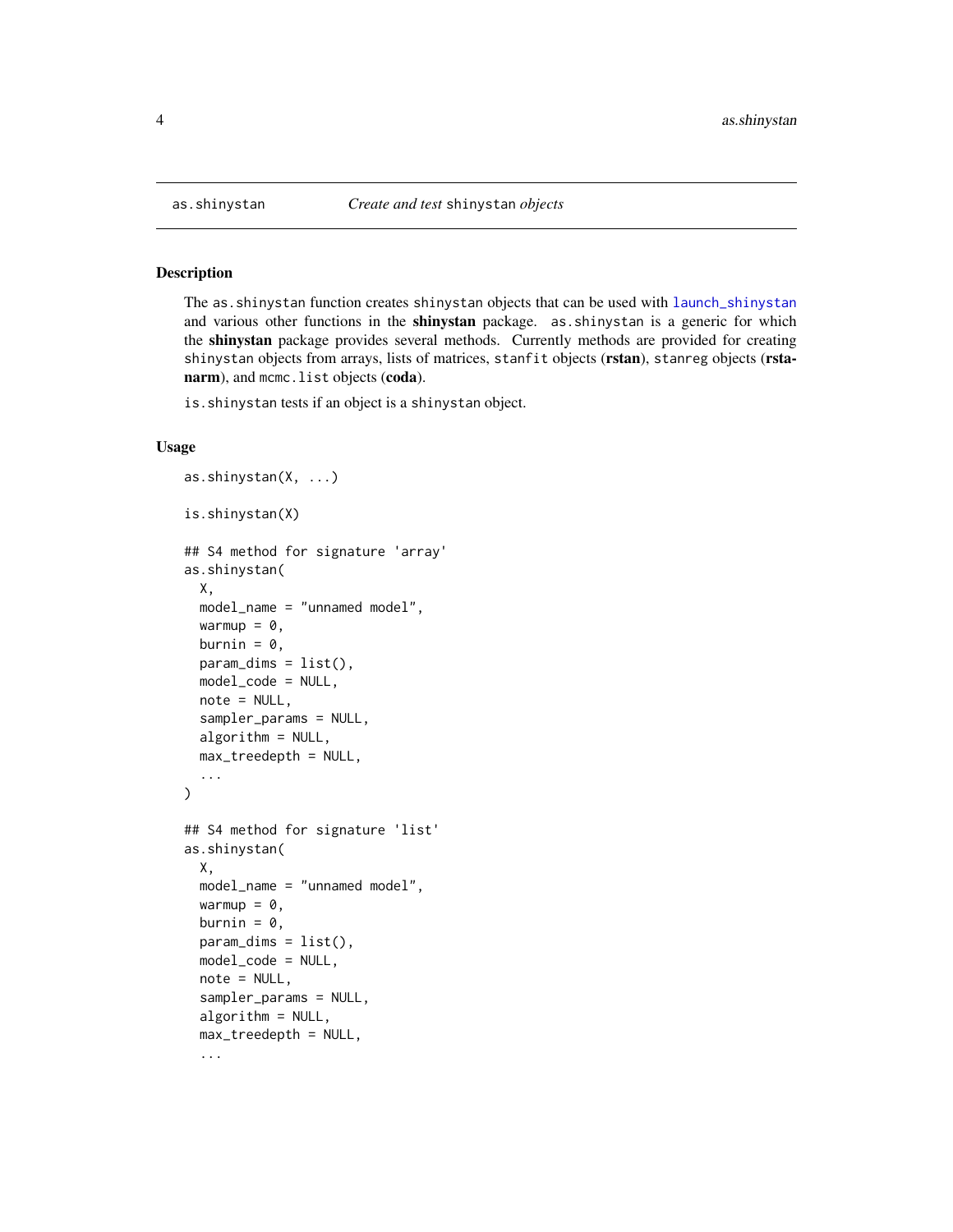`as.shinystan` *Create and test* `shinystan` *objects*

### Description

The `as.shinystan` function creates `shinystan` objects that can be used with `launch_shinystan` and various other functions in the **shinystan** package. `as.shinystan` is a generic for which the **shinystan** package provides several methods. Currently methods are provided for creating `shinystan` objects from arrays, lists of matrices, `stanfit` objects (**rstan**), `stanreg` objects (**rstanarm**), and `mcmc.list` objects (**coda**).

`is.shinystan` tests if an object is a `shinystan` object.

### Usage

```
as.shinystan(X, ...)

is.shinystan(X)

## S4 method for signature 'array'
as.shinystan(
  X,
  model_name = "unnamed model",
  warmup = 0,
  burnin = 0,
  param_dims = list(),
  model_code = NULL,
  note = NULL,
  sampler_params = NULL,
  algorithm = NULL,
  max_treedepth = NULL,
  ...
)

## S4 method for signature 'list'
as.shinystan(
  X,
  model_name = "unnamed model",
  warmup = 0,
  burnin = 0,
  param_dims = list(),
  model_code = NULL,
  note = NULL,
  sampler_params = NULL,
  algorithm = NULL,
  max_treedepth = NULL,
  ...
```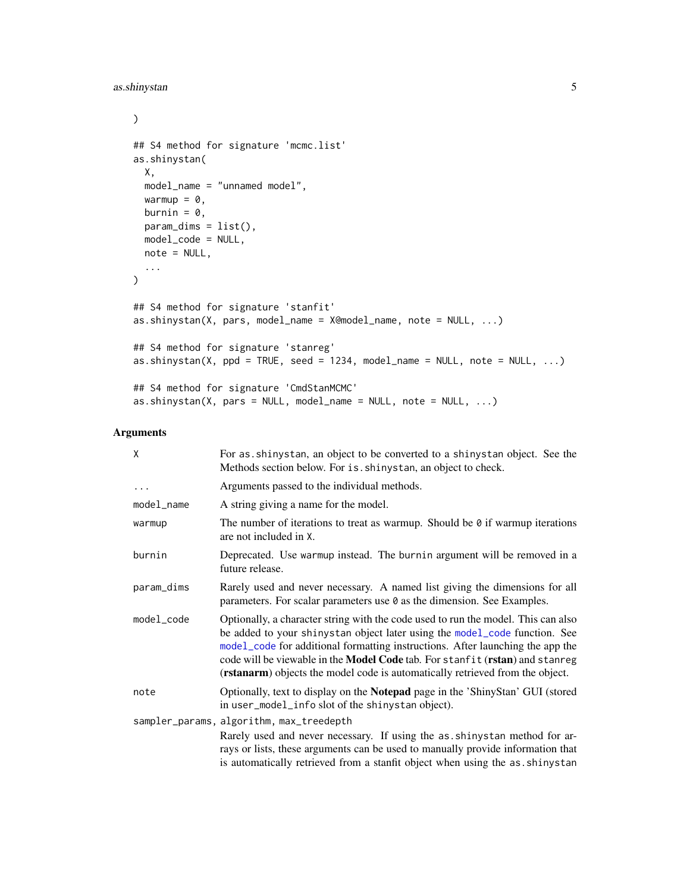```
)

## S4 method for signature 'mcmc.list'
as.shinystan(
  X,
  model_name = "unnamed model",
  warmup = 0,
  burnin = 0,
  param_dims = list(),
  model_code = NULL,
  note = NULL,
  ...
)

## S4 method for signature 'stanfit'
as.shinystan(X, pars, model_name = X@model_name, note = NULL, ...)

## S4 method for signature 'stanreg'
as.shinystan(X, ppd = TRUE, seed = 1234, model_name = NULL, note = NULL, ...)

## S4 method for signature 'CmdStanMCMC'
as.shinystan(X, pars = NULL, model_name = NULL, note = NULL, ...)
```

## Arguments

| | |
|---|---|
| `X` | For `as.shinystan`, an object to be converted to a `shinystan` object. See the Methods section below. For `is.shinystan`, an object to check. |
| `...` | Arguments passed to the individual methods. |
| `model_name` | A string giving a name for the model. |
| `warmup` | The number of iterations to treat as warmup. Should be `0` if warmup iterations are not included in `X`. |
| `burnin` | Deprecated. Use `warmup` instead. The `burnin` argument will be removed in a future release. |
| `param_dims` | Rarely used and never necessary. A named list giving the dimensions for all parameters. For scalar parameters use `0` as the dimension. See Examples. |
| `model_code` | Optionally, a character string with the code used to run the model. This can also be added to your `shinystan` object later using the `model_code` function. See `model_code` for additional formatting instructions. After launching the app the code will be viewable in the **Model Code** tab. For `stanfit` (**rstan**) and `stanreg` (**rstanarm**) objects the model code is automatically retrieved from the object. |
| `note` | Optionally, text to display on the **Notepad** page in the 'ShinyStan' GUI (stored in `user_model_info` slot of the `shinystan` object). |
| `sampler_params, algorithm, max_treedepth` | Rarely used and never necessary. If using the `as.shinystan` method for arrays or lists, these arguments can be used to manually provide information that is automatically retrieved from a stanfit object when using the `as.shinystan` |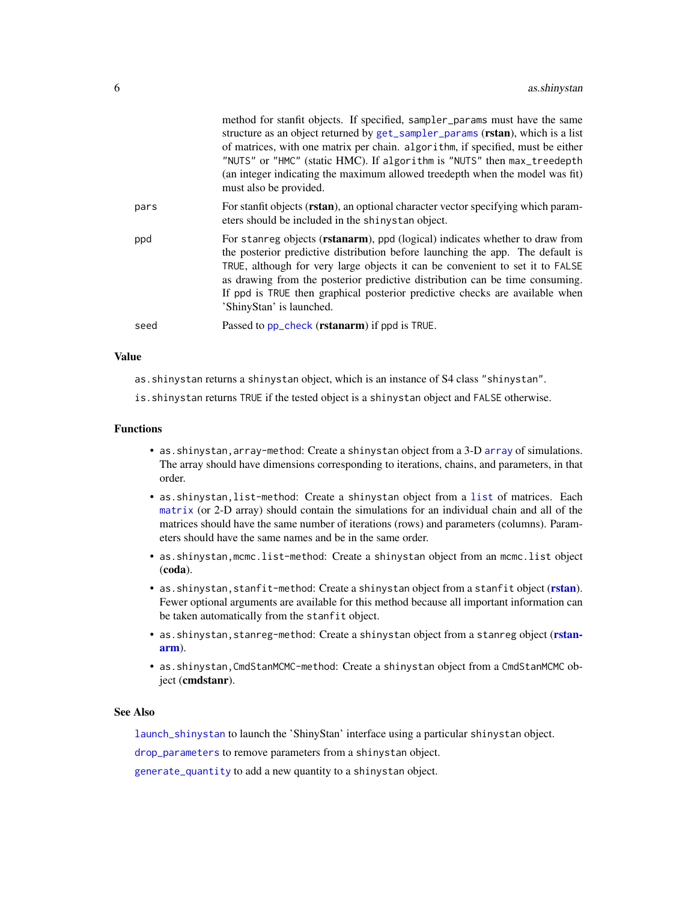method for stanfit objects. If specified, `sampler_params` must have the same structure as an object returned by `get_sampler_params` (**rstan**), which is a list of matrices, with one matrix per chain. `algorithm`, if specified, must be either `"NUTS"` or `"HMC"` (static HMC). If `algorithm` is `"NUTS"` then `max_treedepth` (an integer indicating the maximum allowed treedepth when the model was fit) must also be provided.

`pars` For stanfit objects (**rstan**), an optional character vector specifying which parameters should be included in the `shinystan` object.

`ppd` For `stanreg` objects (**rstanarm**), `ppd` (logical) indicates whether to draw from the posterior predictive distribution before launching the app. The default is `TRUE`, although for very large objects it can be convenient to set it to `FALSE` as drawing from the posterior predictive distribution can be time consuming. If `ppd` is `TRUE` then graphical posterior predictive checks are available when 'ShinyStan' is launched.

`seed` Passed to `pp_check` (**rstanarm**) if `ppd` is `TRUE`.

## Value

`as.shinystan` returns a `shinystan` object, which is an instance of S4 class `"shinystan"`.

`is.shinystan` returns `TRUE` if the tested object is a `shinystan` object and `FALSE` otherwise.

## Functions

- `as.shinystan,array-method`: Create a `shinystan` object from a 3-D `array` of simulations. The array should have dimensions corresponding to iterations, chains, and parameters, in that order.
- `as.shinystan,list-method`: Create a `shinystan` object from a `list` of matrices. Each `matrix` (or 2-D array) should contain the simulations for an individual chain and all of the matrices should have the same number of iterations (rows) and parameters (columns). Parameters should have the same names and be in the same order.
- `as.shinystan,mcmc.list-method`: Create a `shinystan` object from an `mcmc.list` object (**coda**).
- `as.shinystan,stanfit-method`: Create a `shinystan` object from a `stanfit` object (**rstan**). Fewer optional arguments are available for this method because all important information can be taken automatically from the `stanfit` object.
- `as.shinystan,stanreg-method`: Create a `shinystan` object from a `stanreg` object (**rstanarm**).
- `as.shinystan,CmdStanMCMC-method`: Create a `shinystan` object from a `CmdStanMCMC` object (**cmdstanr**).

## See Also

`launch_shinystan` to launch the 'ShinyStan' interface using a particular `shinystan` object.

`drop_parameters` to remove parameters from a `shinystan` object.

`generate_quantity` to add a new quantity to a `shinystan` object.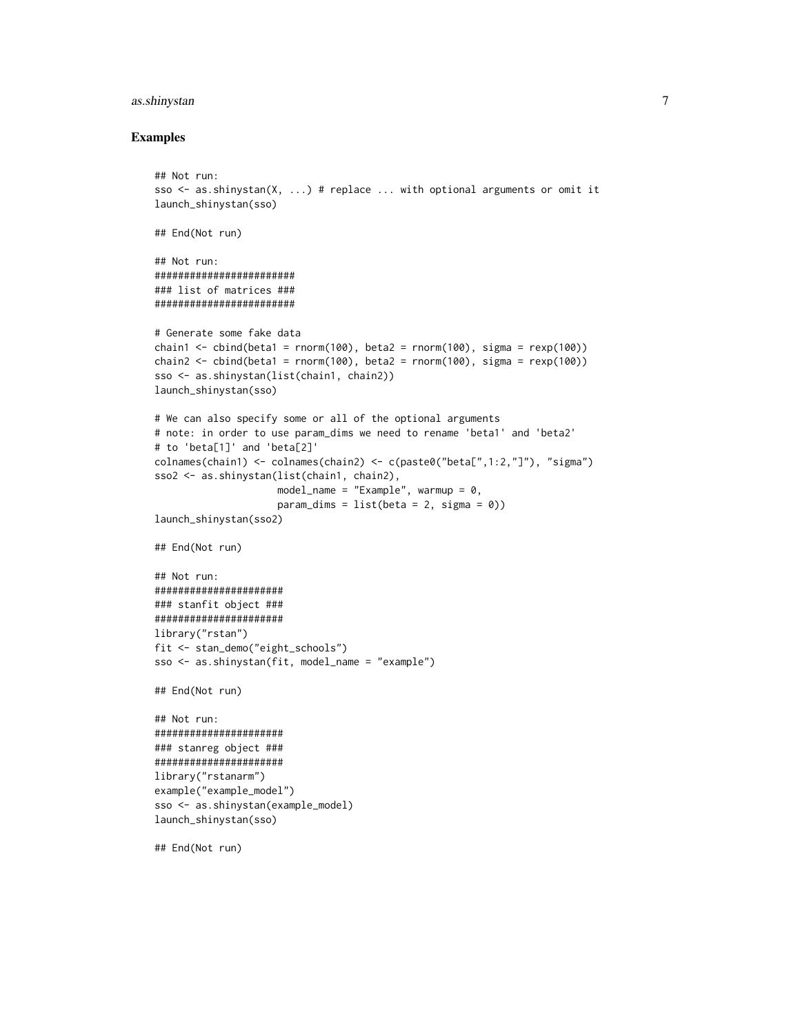## Examples

```
## Not run:
sso <- as.shinystan(X, ...) # replace ... with optional arguments or omit it
launch_shinystan(sso)

## End(Not run)

## Not run:
########################
### list of matrices ###
########################

# Generate some fake data
chain1 <- cbind(beta1 = rnorm(100), beta2 = rnorm(100), sigma = rexp(100))
chain2 <- cbind(beta1 = rnorm(100), beta2 = rnorm(100), sigma = rexp(100))
sso <- as.shinystan(list(chain1, chain2))
launch_shinystan(sso)

# We can also specify some or all of the optional arguments
# note: in order to use param_dims we need to rename 'beta1' and 'beta2'
# to 'beta[1]' and 'beta[2]'
colnames(chain1) <- colnames(chain2) <- c(paste0("beta[",1:2,"]"), "sigma")
sso2 <- as.shinystan(list(chain1, chain2),
                     model_name = "Example", warmup = 0,
                     param_dims = list(beta = 2, sigma = 0))
launch_shinystan(sso2)

## End(Not run)

## Not run:
######################
### stanfit object ###
######################
library("rstan")
fit <- stan_demo("eight_schools")
sso <- as.shinystan(fit, model_name = "example")

## End(Not run)

## Not run:
######################
### stanreg object ###
######################
library("rstanarm")
example("example_model")
sso <- as.shinystan(example_model)
launch_shinystan(sso)

## End(Not run)
```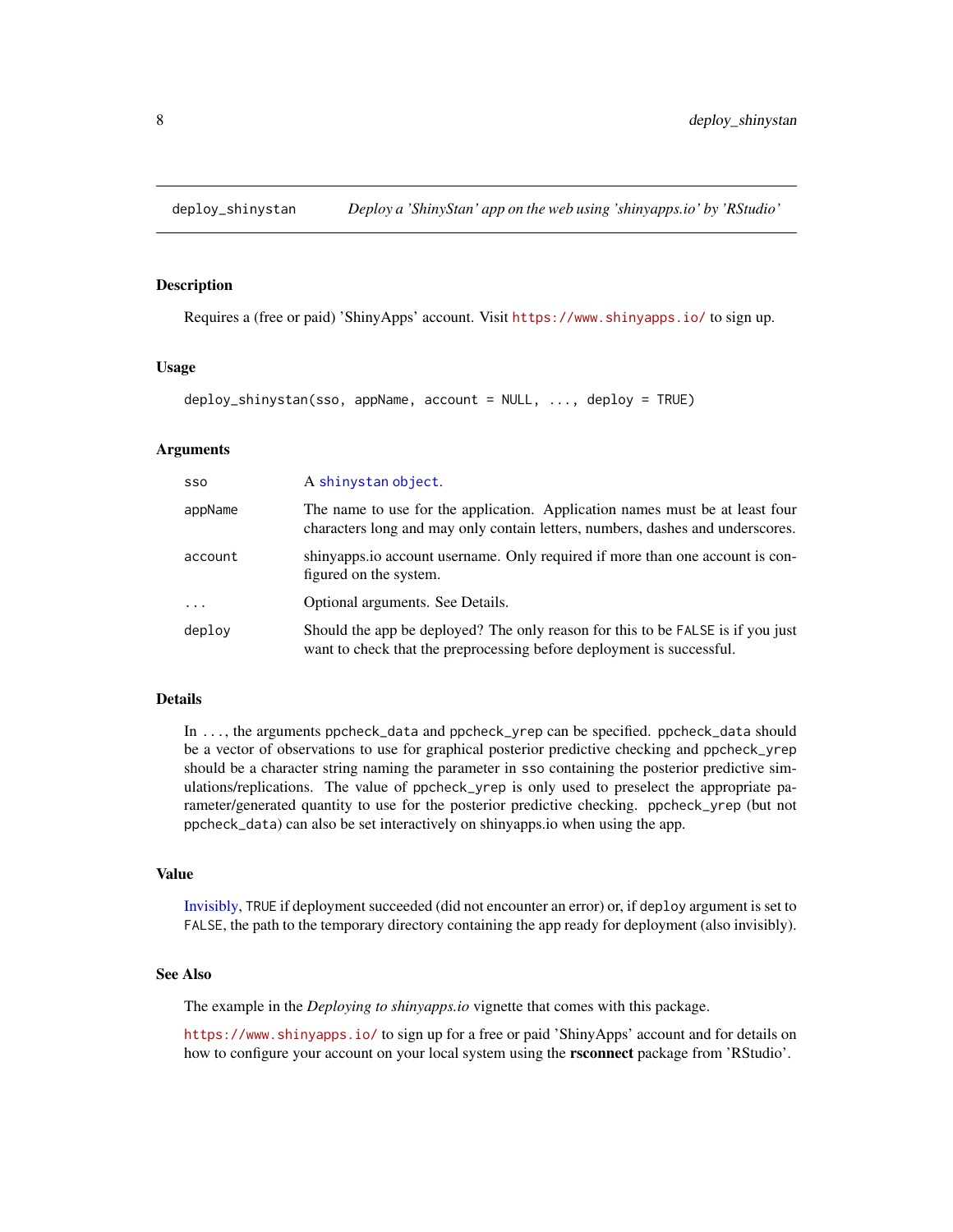# deploy_shinystan *Deploy a 'ShinyStan' app on the web using 'shinyapps.io' by 'RStudio'*

## Description

Requires a (free or paid) 'ShinyApps' account. Visit https://www.shinyapps.io/ to sign up.

## Usage

```
deploy_shinystan(sso, appName, account = NULL, ..., deploy = TRUE)
```

## Arguments

| | |
|---|---|
| `sso` | A `shinystan object`. |
| `appName` | The name to use for the application. Application names must be at least four characters long and may only contain letters, numbers, dashes and underscores. |
| `account` | shinyapps.io account username. Only required if more than one account is configured on the system. |
| `...` | Optional arguments. See Details. |
| `deploy` | Should the app be deployed? The only reason for this to be `FALSE` is if you just want to check that the preprocessing before deployment is successful. |

## Details

In `...`, the arguments `ppcheck_data` and `ppcheck_yrep` can be specified. `ppcheck_data` should be a vector of observations to use for graphical posterior predictive checking and `ppcheck_yrep` should be a character string naming the parameter in `sso` containing the posterior predictive simulations/replications. The value of `ppcheck_yrep` is only used to preselect the appropriate parameter/generated quantity to use for the posterior predictive checking. `ppcheck_yrep` (but not `ppcheck_data`) can also be set interactively on shinyapps.io when using the app.

## Value

Invisibly, `TRUE` if deployment succeeded (did not encounter an error) or, if `deploy` argument is set to `FALSE`, the path to the temporary directory containing the app ready for deployment (also invisibly).

## See Also

The example in the *Deploying to shinyapps.io* vignette that comes with this package.

https://www.shinyapps.io/ to sign up for a free or paid 'ShinyApps' account and for details on how to configure your account on your local system using the **rsconnect** package from 'RStudio'.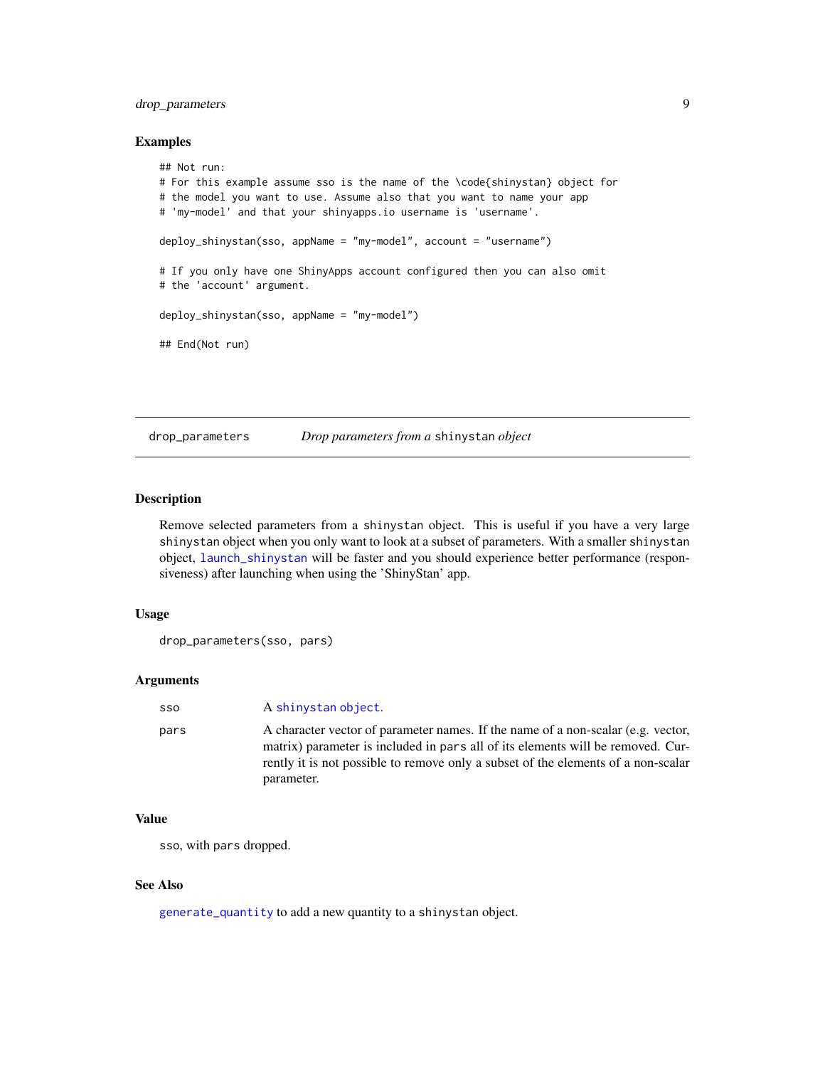### Examples

```
## Not run:
# For this example assume sso is the name of the \code{shinystan} object for
# the model you want to use. Assume also that you want to name your app
# 'my-model' and that your shinyapps.io username is 'username'.

deploy_shinystan(sso, appName = "my-model", account = "username")

# If you only have one ShinyApps account configured then you can also omit
# the 'account' argument.

deploy_shinystan(sso, appName = "my-model")

## End(Not run)
```

---

## drop_parameters — *Drop parameters from a* `shinystan` *object*

### Description

Remove selected parameters from a `shinystan` object. This is useful if you have a very large `shinystan` object when you only want to look at a subset of parameters. With a smaller `shinystan` object, `launch_shinystan` will be faster and you should experience better performance (responsiveness) after launching when using the 'ShinyStan' app.

### Usage

```
drop_parameters(sso, pars)
```

### Arguments

| | |
|---|---|
| `sso` | A `shinystan object`. |
| `pars` | A character vector of parameter names. If the name of a non-scalar (e.g. vector, matrix) parameter is included in `pars` all of its elements will be removed. Currently it is not possible to remove only a subset of the elements of a non-scalar parameter. |

### Value

`sso`, with `pars` dropped.

### See Also

`generate_quantity` to add a new quantity to a `shinystan` object.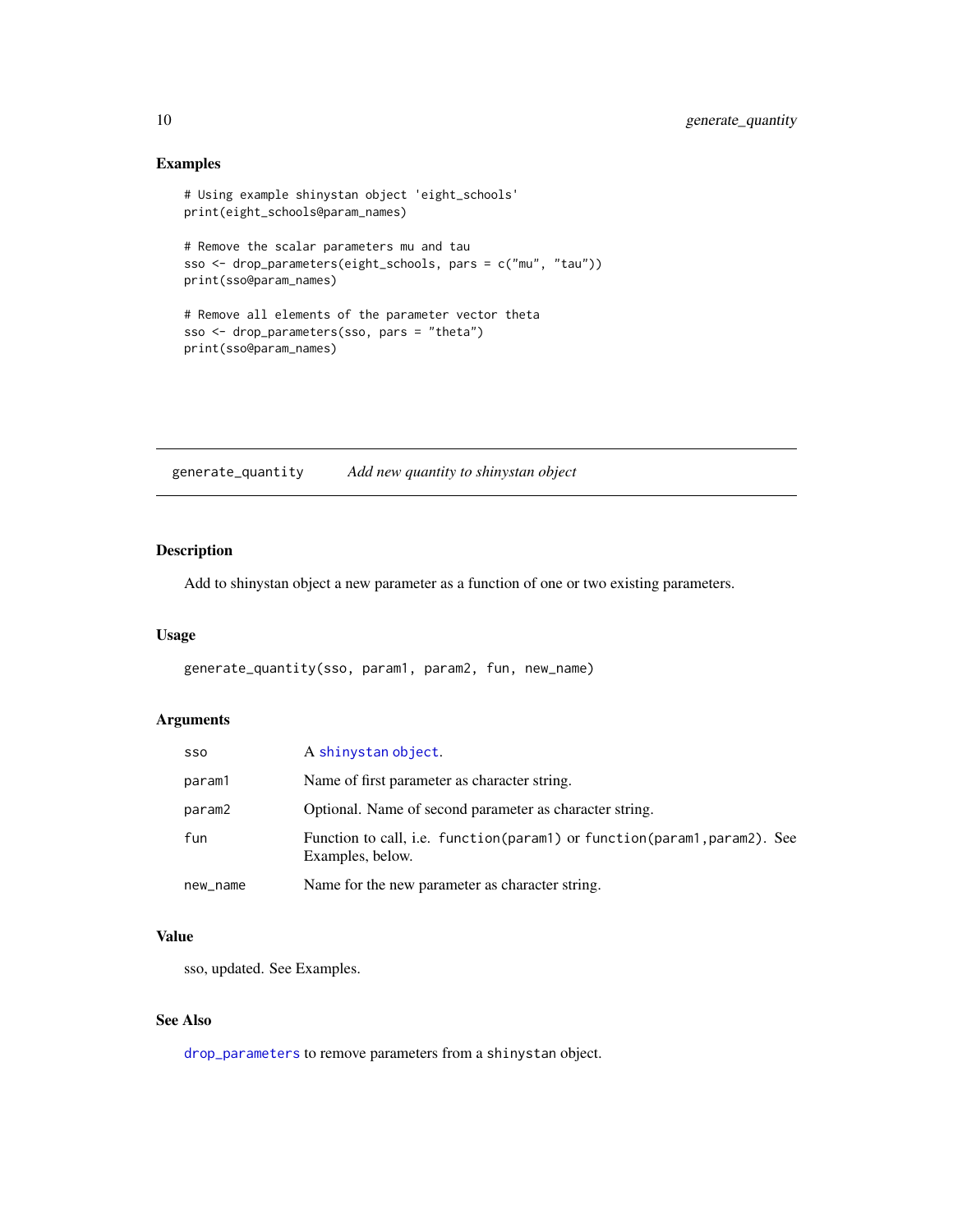## Examples

```
# Using example shinystan object 'eight_schools'
print(eight_schools@param_names)

# Remove the scalar parameters mu and tau
sso <- drop_parameters(eight_schools, pars = c("mu", "tau"))
print(sso@param_names)

# Remove all elements of the parameter vector theta
sso <- drop_parameters(sso, pars = "theta")
print(sso@param_names)
```

---

# generate_quantity — *Add new quantity to shinystan object*

---

## Description

Add to shinystan object a new parameter as a function of one or two existing parameters.

## Usage

```
generate_quantity(sso, param1, param2, fun, new_name)
```

## Arguments

| | |
|---|---|
| `sso` | A `shinystan object`. |
| `param1` | Name of first parameter as character string. |
| `param2` | Optional. Name of second parameter as character string. |
| `fun` | Function to call, i.e. `function(param1)` or `function(param1,param2)`. See Examples, below. |
| `new_name` | Name for the new parameter as character string. |

## Value

sso, updated. See Examples.

## See Also

`drop_parameters` to remove parameters from a `shinystan` object.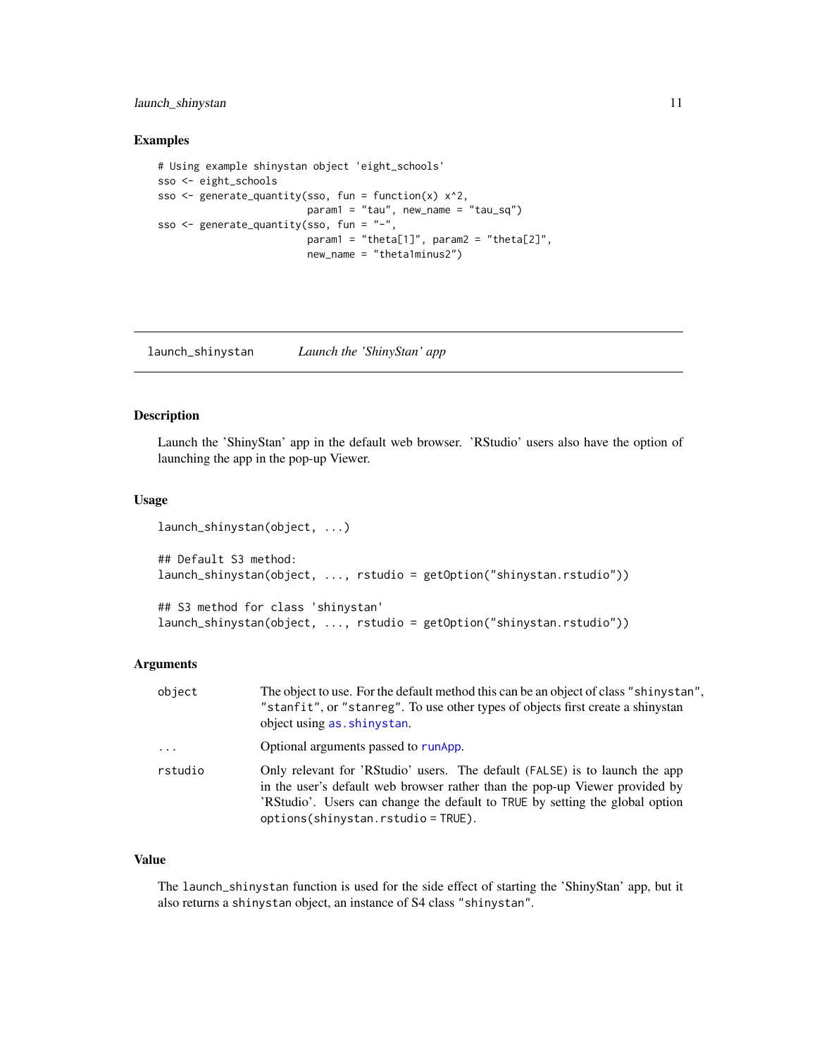## Examples

```
# Using example shinystan object 'eight_schools'
sso <- eight_schools
sso <- generate_quantity(sso, fun = function(x) x^2,
                         param1 = "tau", new_name = "tau_sq")
sso <- generate_quantity(sso, fun = "-",
                         param1 = "theta[1]", param2 = "theta[2]",
                         new_name = "theta1minus2")
```

---

# launch_shinystan — *Launch the 'ShinyStan' app*

## Description

Launch the 'ShinyStan' app in the default web browser. 'RStudio' users also have the option of launching the app in the pop-up Viewer.

## Usage

```
launch_shinystan(object, ...)

## Default S3 method:
launch_shinystan(object, ..., rstudio = getOption("shinystan.rstudio"))

## S3 method for class 'shinystan'
launch_shinystan(object, ..., rstudio = getOption("shinystan.rstudio"))
```

## Arguments

| | |
|---|---|
| `object` | The object to use. For the default method this can be an object of class `"shinystan"`, `"stanfit"`, or `"stanreg"`. To use other types of objects first create a shinystan object using `as.shinystan`. |
| `...` | Optional arguments passed to `runApp`. |
| `rstudio` | Only relevant for 'RStudio' users. The default (`FALSE`) is to launch the app in the user's default web browser rather than the pop-up Viewer provided by 'RStudio'. Users can change the default to `TRUE` by setting the global option `options(shinystan.rstudio = TRUE)`. |

## Value

The `launch_shinystan` function is used for the side effect of starting the 'ShinyStan' app, but it also returns a `shinystan` object, an instance of S4 class `"shinystan"`.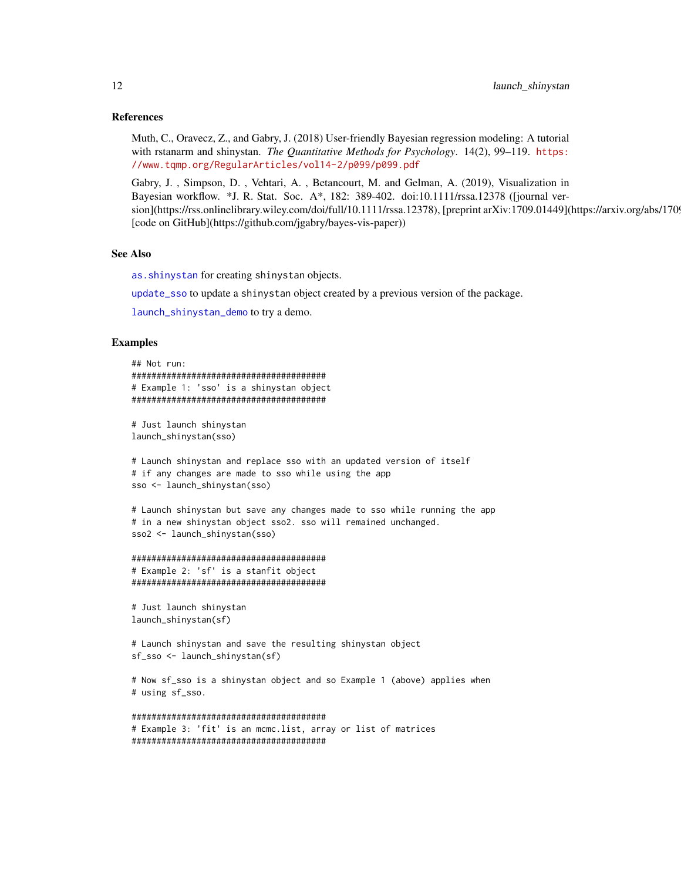### References

Muth, C., Oravecz, Z., and Gabry, J. (2018) User-friendly Bayesian regression modeling: A tutorial with rstanarm and shinystan. *The Quantitative Methods for Psychology*. 14(2), 99–119. https://www.tqmp.org/RegularArticles/vol14-2/p099/p099.pdf

Gabry, J. , Simpson, D. , Vehtari, A. , Betancourt, M. and Gelman, A. (2019), Visualization in Bayesian workflow. *J. R. Stat. Soc. A*, 182: 389-402. doi:10.1111/rssa.12378 ([journal version](https://rss.onlinelibrary.wiley.com/doi/full/10.1111/rssa.12378), [preprint arXiv:1709.01449](https://arxiv.org/abs/1709 [code on GitHub](https://github.com/jgabry/bayes-vis-paper))

### See Also

as.shinystan for creating shinystan objects.

update_sso to update a shinystan object created by a previous version of the package.

launch_shinystan_demo to try a demo.

### Examples

```
## Not run:
#######################################
# Example 1: 'sso' is a shinystan object
#######################################

# Just launch shinystan
launch_shinystan(sso)

# Launch shinystan and replace sso with an updated version of itself
# if any changes are made to sso while using the app
sso <- launch_shinystan(sso)

# Launch shinystan but save any changes made to sso while running the app
# in a new shinystan object sso2. sso will remained unchanged.
sso2 <- launch_shinystan(sso)

#######################################
# Example 2: 'sf' is a stanfit object
#######################################

# Just launch shinystan
launch_shinystan(sf)

# Launch shinystan and save the resulting shinystan object
sf_sso <- launch_shinystan(sf)

# Now sf_sso is a shinystan object and so Example 1 (above) applies when
# using sf_sso.

#######################################
# Example 3: 'fit' is an mcmc.list, array or list of matrices
#######################################
```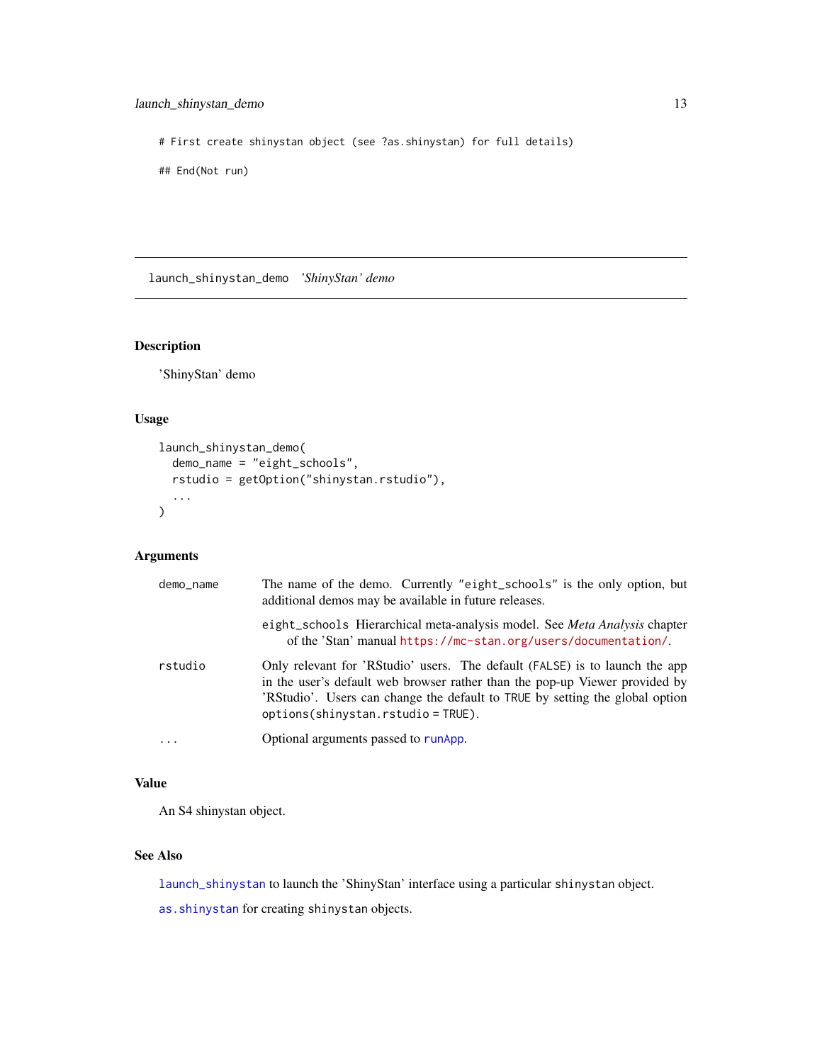```
# First create shinystan object (see ?as.shinystan) for full details)

## End(Not run)
```

---

## launch_shinystan_demo *'ShinyStan' demo*

---

### Description

'ShinyStan' demo

### Usage

```
launch_shinystan_demo(
  demo_name = "eight_schools",
  rstudio = getOption("shinystan.rstudio"),
  ...
)
```

### Arguments

| | |
|---|---|
| `demo_name` | The name of the demo. Currently "eight_schools" is the only option, but additional demos may be available in future releases.<br><br>`eight_schools` Hierarchical meta-analysis model. See *Meta Analysis* chapter of the 'Stan' manual https://mc-stan.org/users/documentation/. |
| `rstudio` | Only relevant for 'RStudio' users. The default (FALSE) is to launch the app in the user's default web browser rather than the pop-up Viewer provided by 'RStudio'. Users can change the default to TRUE by setting the global option `options(shinystan.rstudio = TRUE)`. |
| `...` | Optional arguments passed to `runApp`. |

### Value

An S4 shinystan object.

### See Also

`launch_shinystan` to launch the 'ShinyStan' interface using a particular `shinystan` object.

`as.shinystan` for creating `shinystan` objects.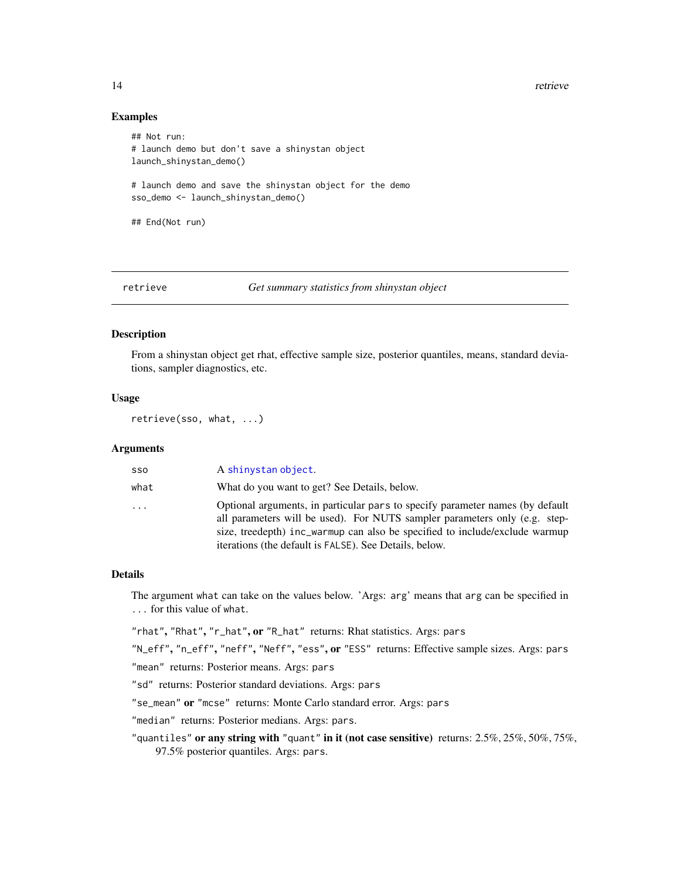## Examples

```
## Not run:
# launch demo but don't save a shinystan object
launch_shinystan_demo()

# launch demo and save the shinystan object for the demo
sso_demo <- launch_shinystan_demo()

## End(Not run)
```

---

## retrieve — *Get summary statistics from shinystan object*

### Description

From a shinystan object get rhat, effective sample size, posterior quantiles, means, standard deviations, sampler diagnostics, etc.

### Usage

```
retrieve(sso, what, ...)
```

### Arguments

| | |
|---|---|
| `sso` | A `shinystan object`. |
| `what` | What do you want to get? See Details, below. |
| `...` | Optional arguments, in particular `pars` to specify parameter names (by default all parameters will be used). For NUTS sampler parameters only (e.g. stepsize, treedepth) `inc_warmup` can also be specified to include/exclude warmup iterations (the default is `FALSE`). See Details, below. |

### Details

The argument `what` can take on the values below. 'Args: `arg`' means that `arg` can be specified in `...` for this value of `what`.

**`"rhat"`, `"Rhat"`, `"r_hat"`, or `"R_hat"`** returns: Rhat statistics. Args: `pars`

**`"N_eff"`, `"n_eff"`, `"neff"`, `"Neff"`, `"ess"`, or `"ESS"`** returns: Effective sample sizes. Args: `pars`

**`"mean"`** returns: Posterior means. Args: `pars`

**`"sd"`** returns: Posterior standard deviations. Args: `pars`

**`"se_mean"` or `"mcse"`** returns: Monte Carlo standard error. Args: `pars`

**`"median"`** returns: Posterior medians. Args: `pars`.

**`"quantiles"` or any string with `"quant"` in it (not case sensitive)** returns: 2.5%, 25%, 50%, 75%, 97.5% posterior quantiles. Args: `pars`.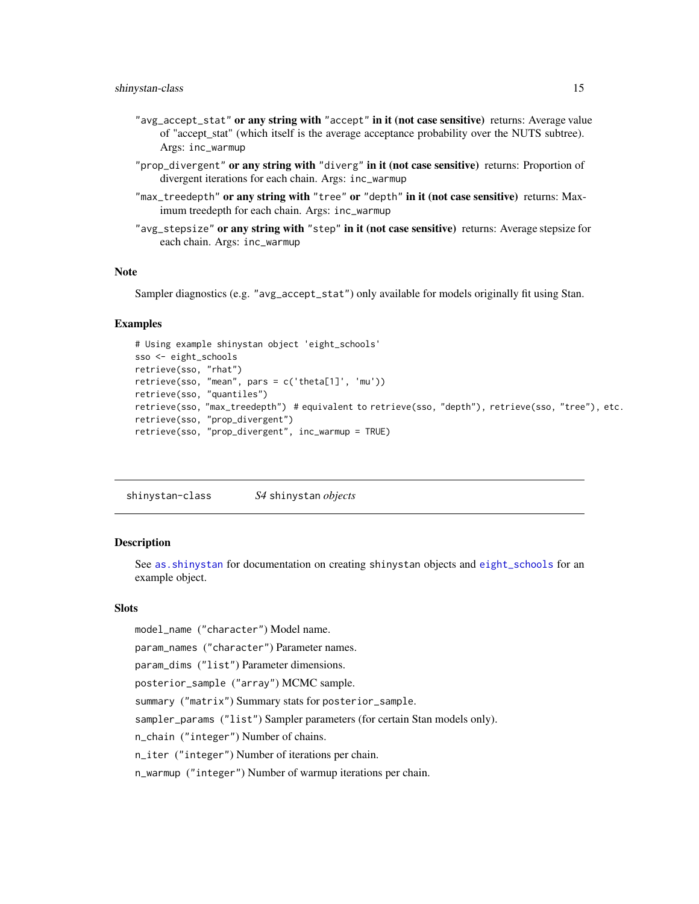"avg_accept_stat" **or any string with** "accept" **in it (not case sensitive)** returns: Average value of "accept_stat" (which itself is the average acceptance probability over the NUTS subtree). Args: inc_warmup

"prop_divergent" **or any string with** "diverg" **in it (not case sensitive)** returns: Proportion of divergent iterations for each chain. Args: inc_warmup

"max_treedepth" **or any string with** "tree" **or** "depth" **in it (not case sensitive)** returns: Maximum treedepth for each chain. Args: inc_warmup

"avg_stepsize" **or any string with** "step" **in it (not case sensitive)** returns: Average stepsize for each chain. Args: inc_warmup

## Note

Sampler diagnostics (e.g. "avg_accept_stat") only available for models originally fit using Stan.

## Examples

```
# Using example shinystan object 'eight_schools'
sso <- eight_schools
retrieve(sso, "rhat")
retrieve(sso, "mean", pars = c('theta[1]', 'mu'))
retrieve(sso, "quantiles")
retrieve(sso, "max_treedepth")  # equivalent to retrieve(sso, "depth"), retrieve(sso, "tree"), etc.
retrieve(sso, "prop_divergent")
retrieve(sso, "prop_divergent", inc_warmup = TRUE)
```

---

# shinystan-class    *S4* shinystan *objects*

---

## Description

See as.shinystan for documentation on creating shinystan objects and eight_schools for an example object.

## Slots

model_name ("character") Model name.

param_names ("character") Parameter names.

param_dims ("list") Parameter dimensions.

posterior_sample ("array") MCMC sample.

summary ("matrix") Summary stats for posterior_sample.

sampler_params ("list") Sampler parameters (for certain Stan models only).

n_chain ("integer") Number of chains.

n_iter ("integer") Number of iterations per chain.

n_warmup ("integer") Number of warmup iterations per chain.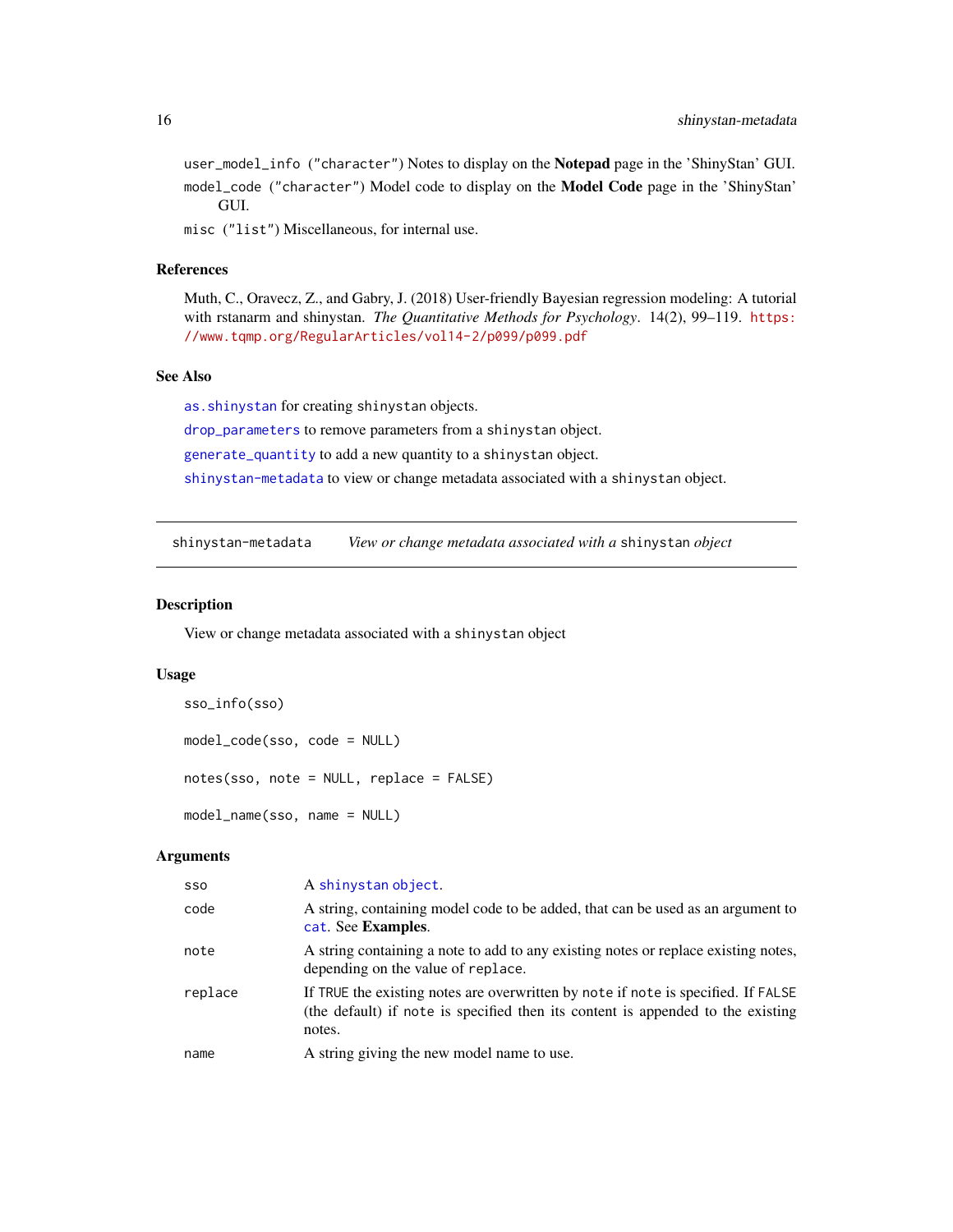`user_model_info` ("character") Notes to display on the **Notepad** page in the 'ShinyStan' GUI.

`model_code` ("character") Model code to display on the **Model Code** page in the 'ShinyStan' GUI.

`misc` ("list") Miscellaneous, for internal use.

## References

Muth, C., Oravecz, Z., and Gabry, J. (2018) User-friendly Bayesian regression modeling: A tutorial with rstanarm and shinystan. *The Quantitative Methods for Psychology*. 14(2), 99–119. https://www.tqmp.org/RegularArticles/vol14-2/p099/p099.pdf

## See Also

`as.shinystan` for creating `shinystan` objects.

`drop_parameters` to remove parameters from a `shinystan` object.

`generate_quantity` to add a new quantity to a `shinystan` object.

`shinystan-metadata` to view or change metadata associated with a `shinystan` object.

---

# shinystan-metadata — *View or change metadata associated with a `shinystan` object*

## Description

View or change metadata associated with a `shinystan` object

## Usage

```
sso_info(sso)

model_code(sso, code = NULL)

notes(sso, note = NULL, replace = FALSE)

model_name(sso, name = NULL)
```

## Arguments

| | |
|---|---|
| `sso` | A `shinystan object`. |
| `code` | A string, containing model code to be added, that can be used as an argument to `cat`. See **Examples**. |
| `note` | A string containing a note to add to any existing notes or replace existing notes, depending on the value of `replace`. |
| `replace` | If `TRUE` the existing notes are overwritten by `note` if `note` is specified. If `FALSE` (the default) if `note` is specified then its content is appended to the existing notes. |
| `name` | A string giving the new model name to use. |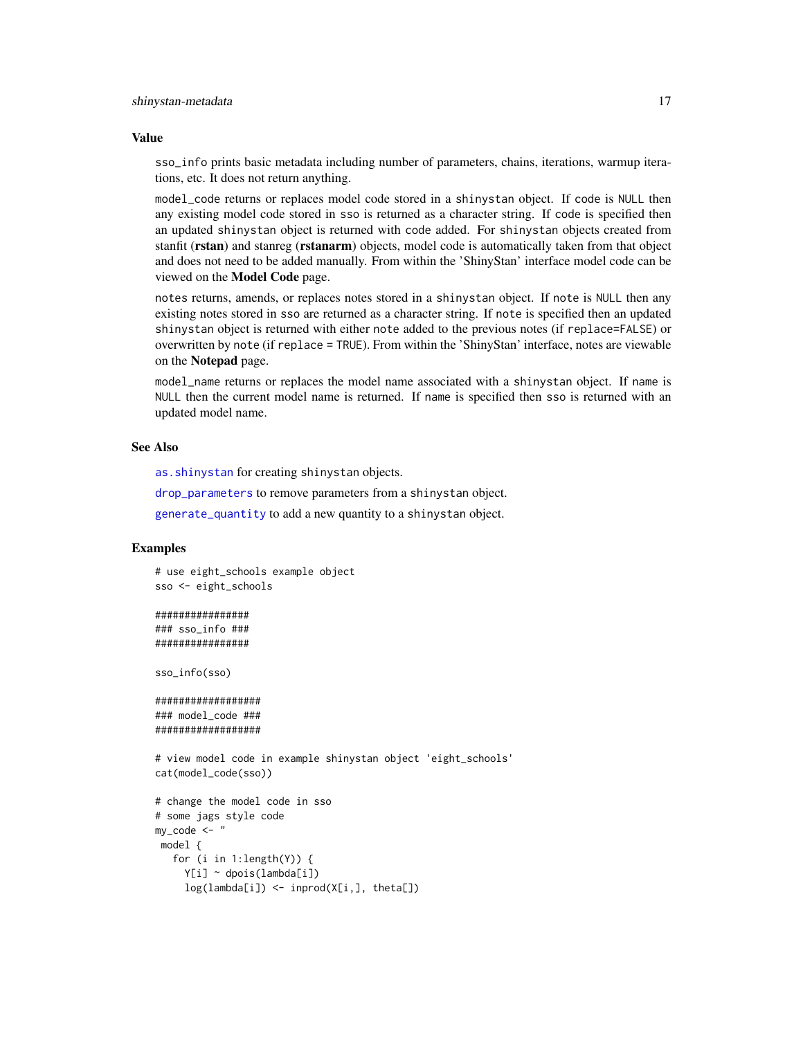### Value

`sso_info` prints basic metadata including number of parameters, chains, iterations, warmup iterations, etc. It does not return anything.

`model_code` returns or replaces model code stored in a `shinystan` object. If `code` is `NULL` then any existing model code stored in `sso` is returned as a character string. If `code` is specified then an updated `shinystan` object is returned with `code` added. For `shinystan` objects created from stanfit (**rstan**) and stanreg (**rstanarm**) objects, model code is automatically taken from that object and does not need to be added manually. From within the 'ShinyStan' interface model code can be viewed on the **Model Code** page.

`notes` returns, amends, or replaces notes stored in a `shinystan` object. If `note` is `NULL` then any existing notes stored in `sso` are returned as a character string. If `note` is specified then an updated `shinystan` object is returned with either `note` added to the previous notes (if `replace=FALSE`) or overwritten by `note` (if `replace = TRUE`). From within the 'ShinyStan' interface, notes are viewable on the **Notepad** page.

`model_name` returns or replaces the model name associated with a `shinystan` object. If `name` is `NULL` then the current model name is returned. If `name` is specified then `sso` is returned with an updated model name.

### See Also

`as.shinystan` for creating `shinystan` objects.

`drop_parameters` to remove parameters from a `shinystan` object.

`generate_quantity` to add a new quantity to a `shinystan` object.

### Examples

```
# use eight_schools example object
sso <- eight_schools

################
### sso_info ###
################

sso_info(sso)

##################
### model_code ###
##################

# view model code in example shinystan object 'eight_schools'
cat(model_code(sso))

# change the model code in sso
# some jags style code
my_code <- "
 model {
   for (i in 1:length(Y)) {
     Y[i] ~ dpois(lambda[i])
     log(lambda[i]) <- inprod(X[i,], theta[])
```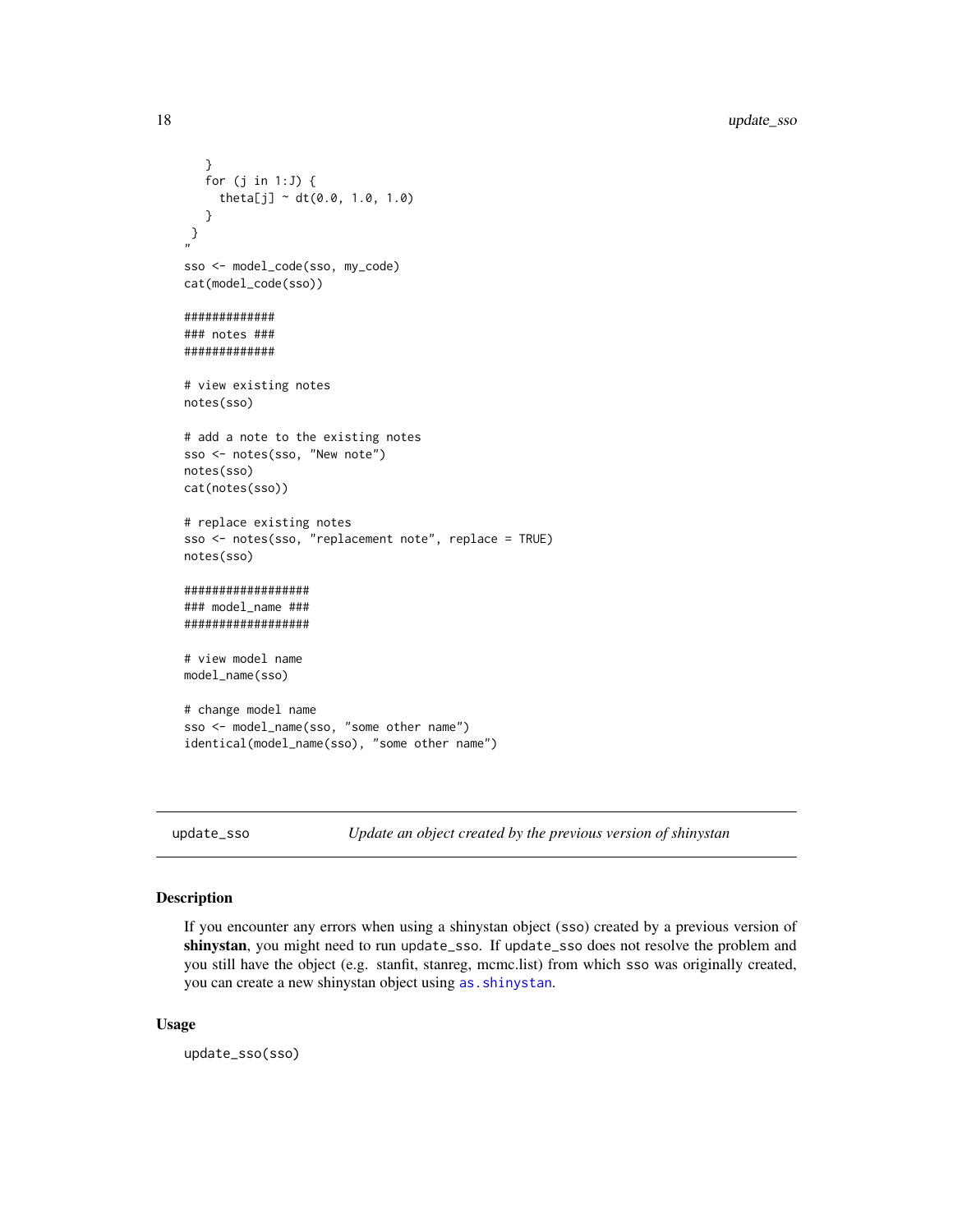```
    }
    for (j in 1:J) {
      theta[j] ~ dt(0.0, 1.0, 1.0)
    }
  }
"
sso <- model_code(sso, my_code)
cat(model_code(sso))

#############
### notes ###
#############

# view existing notes
notes(sso)

# add a note to the existing notes
sso <- notes(sso, "New note")
notes(sso)
cat(notes(sso))

# replace existing notes
sso <- notes(sso, "replacement note", replace = TRUE)
notes(sso)

##################
### model_name ###
##################

# view model name
model_name(sso)

# change model name
sso <- model_name(sso, "some other name")
identical(model_name(sso), "some other name")
```

## update_sso — *Update an object created by the previous version of shinystan*

### Description

If you encounter any errors when using a shinystan object (sso) created by a previous version of **shinystan**, you might need to run `update_sso`. If `update_sso` does not resolve the problem and you still have the object (e.g. stanfit, stanreg, mcmc.list) from which sso was originally created, you can create a new shinystan object using `as.shinystan`.

### Usage

```
update_sso(sso)
```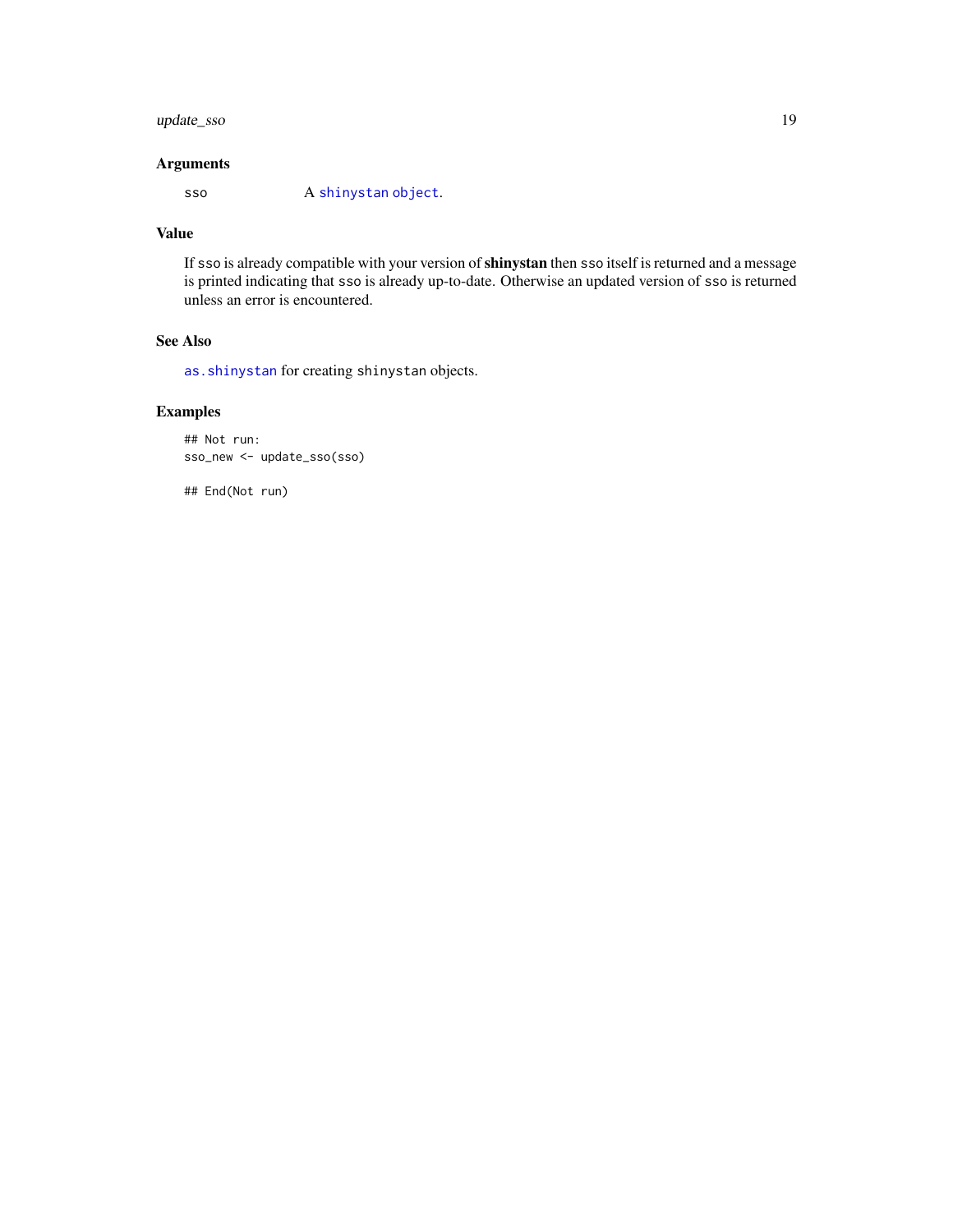## Arguments

sso A shinystan object.

## Value

If sso is already compatible with your version of **shinystan** then sso itself is returned and a message is printed indicating that sso is already up-to-date. Otherwise an updated version of sso is returned unless an error is encountered.

## See Also

as.shinystan for creating shinystan objects.

## Examples

```
## Not run:
sso_new <- update_sso(sso)

## End(Not run)
```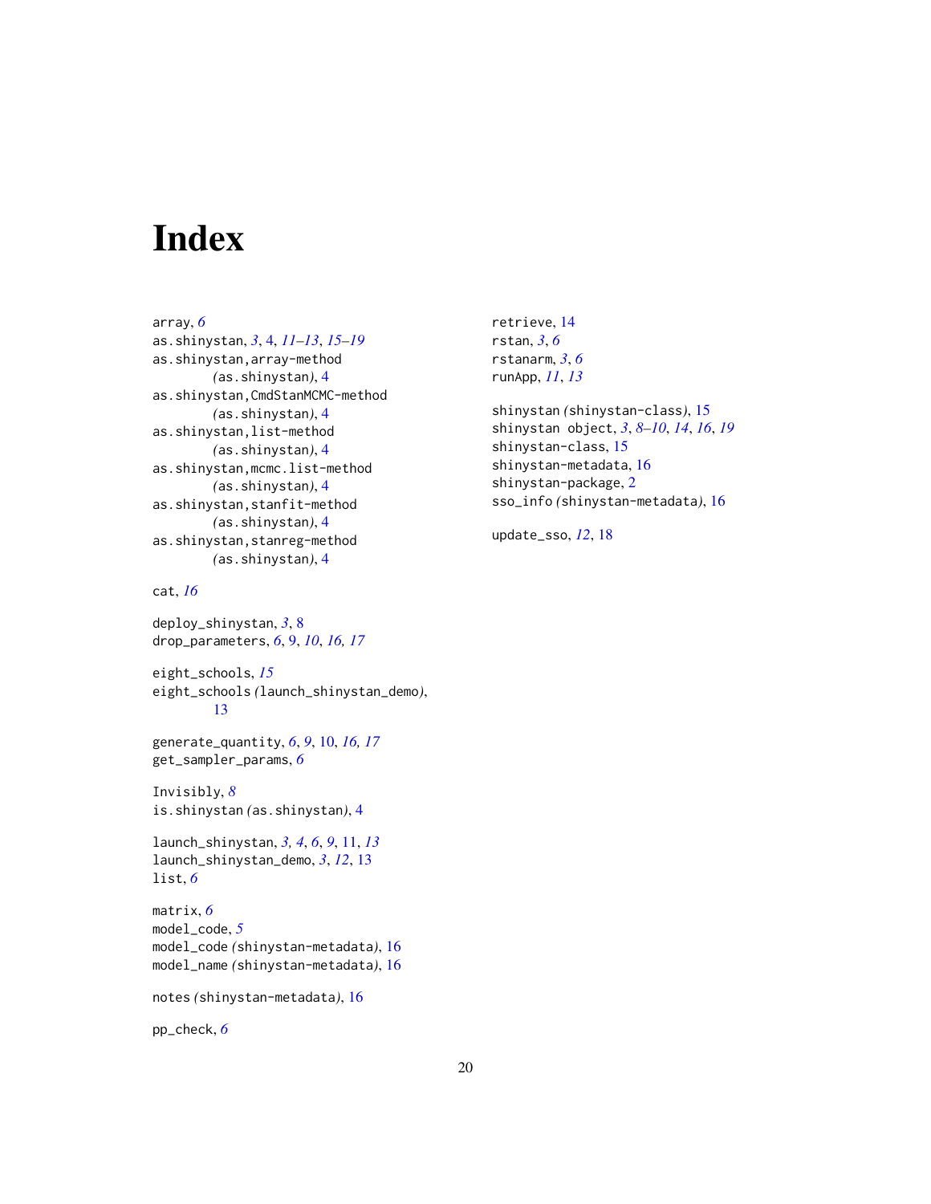# Index

array, *6*
as.shinystan, *3*, 4, *11–13*, *15–19*
as.shinystan,array-method (as.shinystan), 4
as.shinystan,CmdStanMCMC-method (as.shinystan), 4
as.shinystan,list-method (as.shinystan), 4
as.shinystan,mcmc.list-method (as.shinystan), 4
as.shinystan,stanfit-method (as.shinystan), 4
as.shinystan,stanreg-method (as.shinystan), 4

cat, *16*

deploy_shinystan, *3*, 8
drop_parameters, *6*, 9, *10*, *16, 17*

eight_schools, *15*
eight_schools (launch_shinystan_demo), 13

generate_quantity, *6*, *9*, 10, *16, 17*
get_sampler_params, *6*

Invisibly, *8*
is.shinystan (as.shinystan), 4

launch_shinystan, *3, 4*, *6*, *9*, 11, *13*
launch_shinystan_demo, *3*, *12*, 13
list, *6*

matrix, *6*
model_code, *5*
model_code (shinystan-metadata), 16
model_name (shinystan-metadata), 16

notes (shinystan-metadata), 16

pp_check, *6*

retrieve, 14
rstan, *3*, *6*
rstanarm, *3*, *6*
runApp, *11*, *13*

shinystan (shinystan-class), 15
shinystan object, *3*, *8–10*, *14*, *16*, *19*
shinystan-class, 15
shinystan-metadata, 16
shinystan-package, 2
sso_info (shinystan-metadata), 16

update_sso, *12*, 18